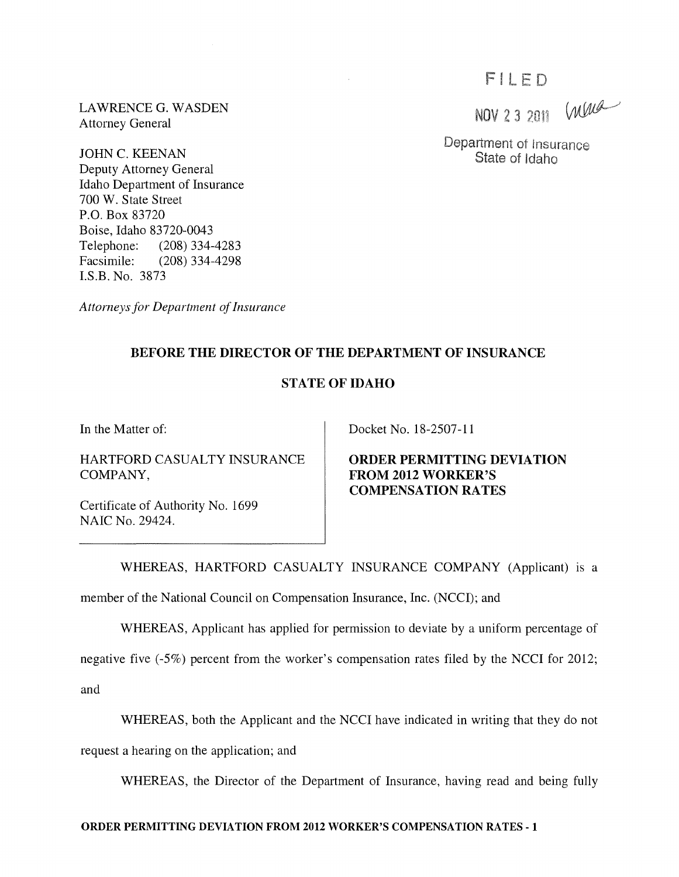LAWRENCE G. WASDEN
Attorney General

JOHN C. KEENAN
Deputy Attorney General
Idaho Department of Insurance
700 W. State Street
P.O. Box 83720
Boise, Idaho 83720-0043
Telephone: (208) 334-4283
Facsimile: (208) 334-4298
I.S.B. No. 3873

*Attorneys for Department of Insurance*

FILED

NOV 23 2011

Department of Insurance
State of Idaho

**BEFORE THE DIRECTOR OF THE DEPARTMENT OF INSURANCE**

**STATE OF IDAHO**

In the Matter of:

HARTFORD CASUALTY INSURANCE COMPANY,

Certificate of Authority No. 1699
NAIC No. 29424.

Docket No. 18-2507-11

**ORDER PERMITTING DEVIATION FROM 2012 WORKER'S COMPENSATION RATES**

WHEREAS, HARTFORD CASUALTY INSURANCE COMPANY (Applicant) is a member of the National Council on Compensation Insurance, Inc. (NCCI); and

WHEREAS, Applicant has applied for permission to deviate by a uniform percentage of negative five (-5%) percent from the worker's compensation rates filed by the NCCI for 2012; and

WHEREAS, both the Applicant and the NCCI have indicated in writing that they do not request a hearing on the application; and

WHEREAS, the Director of the Department of Insurance, having read and being fully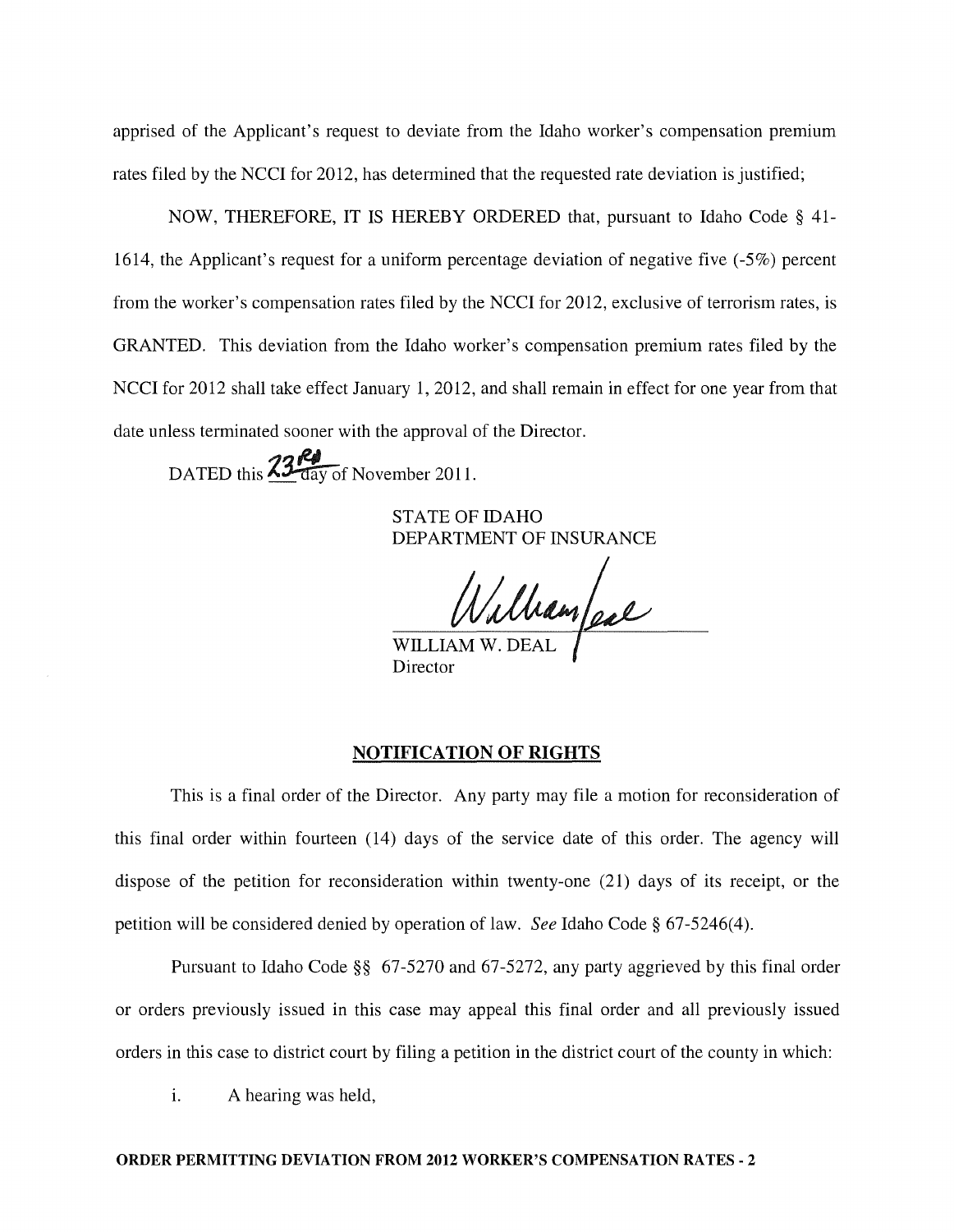apprised of the Applicant's request to deviate from the Idaho worker's compensation premium rates filed by the NCCI for 2012, has determined that the requested rate deviation is justified;

NOW, THEREFORE, IT IS HEREBY ORDERED that, pursuant to Idaho Code § 41-1614, the Applicant's request for a uniform percentage deviation of negative five (-5%) percent from the worker's compensation rates filed by the NCCI for 2012, exclusive of terrorism rates, is GRANTED. This deviation from the Idaho worker's compensation premium rates filed by the NCCI for 2012 shall take effect January 1, 2012, and shall remain in effect for one year from that date unless terminated sooner with the approval of the Director.

DATED this 23rd day of November 2011.

STATE OF IDAHO
DEPARTMENT OF INSURANCE

WILLIAM W. DEAL
Director

## NOTIFICATION OF RIGHTS

This is a final order of the Director. Any party may file a motion for reconsideration of this final order within fourteen (14) days of the service date of this order. The agency will dispose of the petition for reconsideration within twenty-one (21) days of its receipt, or the petition will be considered denied by operation of law. *See* Idaho Code § 67-5246(4).

Pursuant to Idaho Code §§ 67-5270 and 67-5272, any party aggrieved by this final order or orders previously issued in this case may appeal this final order and all previously issued orders in this case to district court by filing a petition in the district court of the county in which:

i. A hearing was held,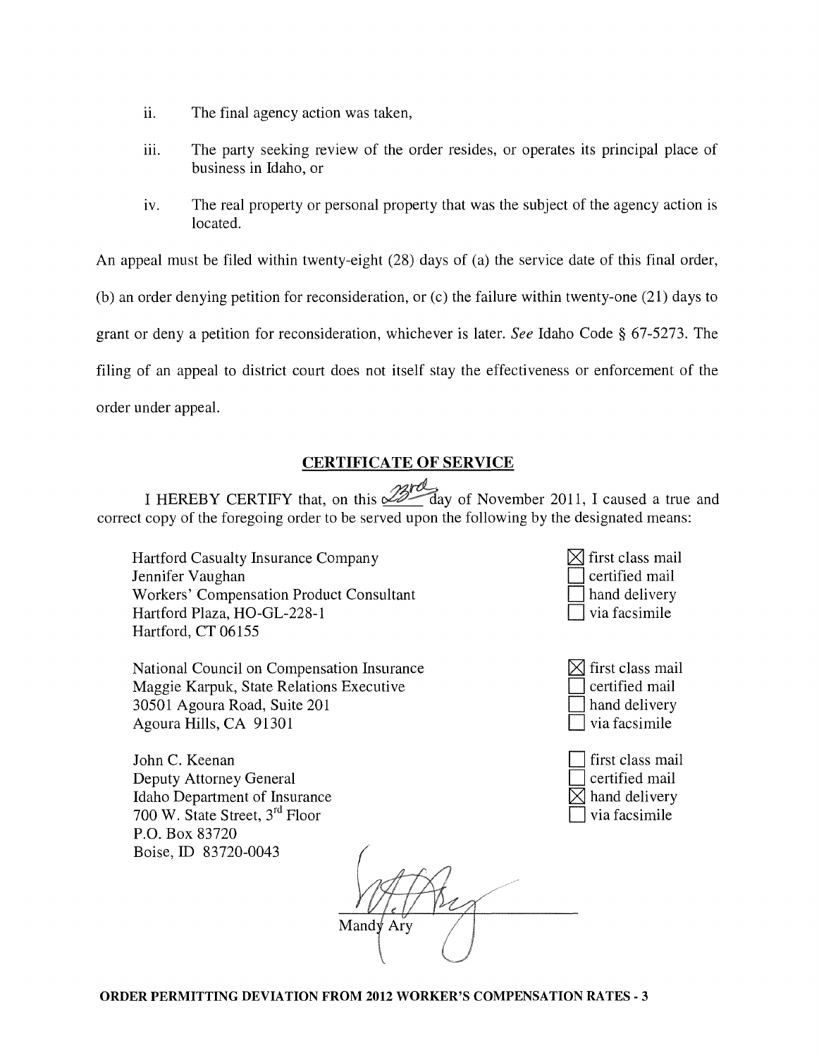ii. The final agency action was taken,

iii. The party seeking review of the order resides, or operates its principal place of business in Idaho, or

iv. The real property or personal property that was the subject of the agency action is located.

An appeal must be filed within twenty-eight (28) days of (a) the service date of this final order, (b) an order denying petition for reconsideration, or (c) the failure within twenty-one (21) days to grant or deny a petition for reconsideration, whichever is later. *See* Idaho Code § 67-5273. The filing of an appeal to district court does not itself stay the effectiveness or enforcement of the order under appeal.

## CERTIFICATE OF SERVICE

I HEREBY CERTIFY that, on this 23rd day of November 2011, I caused a true and correct copy of the foregoing order to be served upon the following by the designated means:

| | |
|---|---|
| Hartford Casualty Insurance Company<br>Jennifer Vaughan<br>Workers' Compensation Product Consultant<br>Hartford Plaza, HO-GL-228-1<br>Hartford, CT 06155 | ☒ first class mail<br>☐ certified mail<br>☐ hand delivery<br>☐ via facsimile |
| National Council on Compensation Insurance<br>Maggie Karpuk, State Relations Executive<br>30501 Agoura Road, Suite 201<br>Agoura Hills, CA 91301 | ☒ first class mail<br>☐ certified mail<br>☐ hand delivery<br>☐ via facsimile |
| John C. Keenan<br>Deputy Attorney General<br>Idaho Department of Insurance<br>700 W. State Street, 3rd Floor<br>P.O. Box 83720<br>Boise, ID 83720-0043 | ☐ first class mail<br>☐ certified mail<br>☒ hand delivery<br>☐ via facsimile |

Mandy Ary

**ORDER PERMITTING DEVIATION FROM 2012 WORKER'S COMPENSATION RATES - 3**